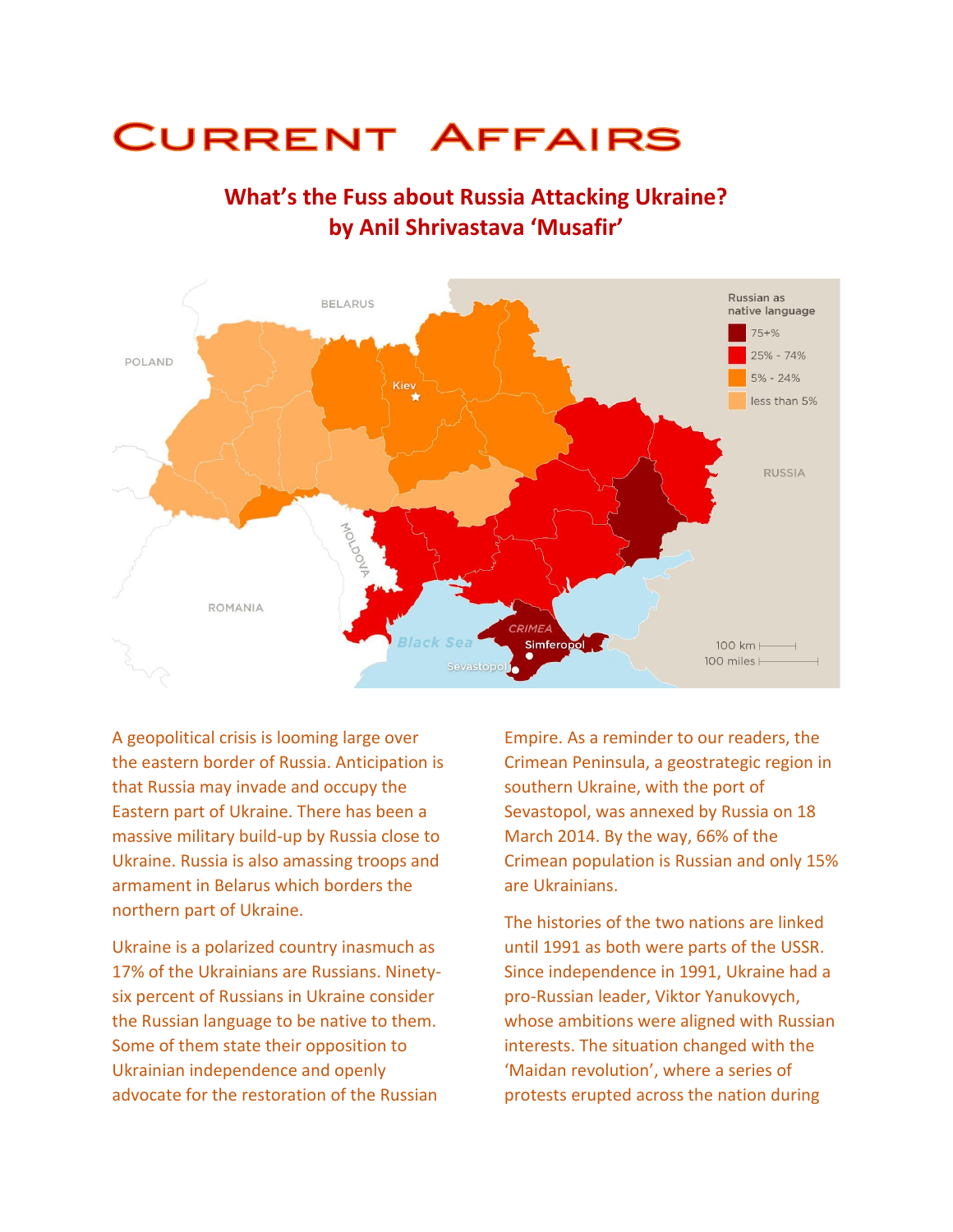# Current Affairs

## What's the Fuss about Russia Attacking Ukraine?
## by Anil Shrivastava 'Musafir'

A geopolitical crisis is looming large over the eastern border of Russia. Anticipation is that Russia may invade and occupy the Eastern part of Ukraine. There has been a massive military build-up by Russia close to Ukraine. Russia is also amassing troops and armament in Belarus which borders the northern part of Ukraine.

Ukraine is a polarized country inasmuch as 17% of the Ukrainians are Russians. Ninety-six percent of Russians in Ukraine consider the Russian language to be native to them. Some of them state their opposition to Ukrainian independence and openly advocate for the restoration of the Russian Empire. As a reminder to our readers, the Crimean Peninsula, a geostrategic region in southern Ukraine, with the port of Sevastopol, was annexed by Russia on 18 March 2014. By the way, 66% of the Crimean population is Russian and only 15% are Ukrainians.

The histories of the two nations are linked until 1991 as both were parts of the USSR. Since independence in 1991, Ukraine had a pro-Russian leader, Viktor Yanukovych, whose ambitions were aligned with Russian interests. The situation changed with the 'Maidan revolution', where a series of protests erupted across the nation during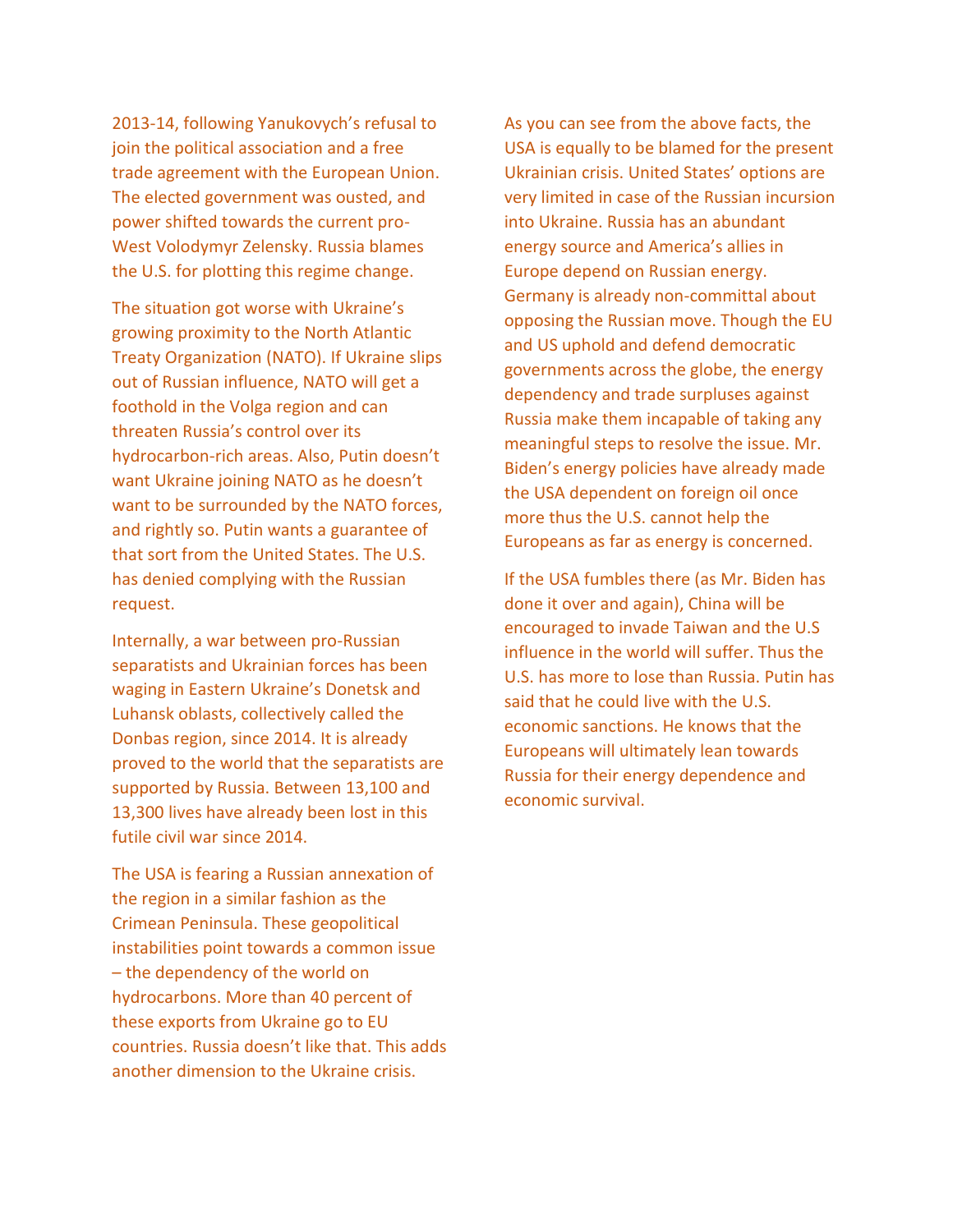2013-14, following Yanukovych's refusal to join the political association and a free trade agreement with the European Union. The elected government was ousted, and power shifted towards the current pro-West Volodymyr Zelensky. Russia blames the U.S. for plotting this regime change.

The situation got worse with Ukraine's growing proximity to the North Atlantic Treaty Organization (NATO). If Ukraine slips out of Russian influence, NATO will get a foothold in the Volga region and can threaten Russia's control over its hydrocarbon-rich areas. Also, Putin doesn't want Ukraine joining NATO as he doesn't want to be surrounded by the NATO forces, and rightly so. Putin wants a guarantee of that sort from the United States. The U.S. has denied complying with the Russian request.

Internally, a war between pro-Russian separatists and Ukrainian forces has been waging in Eastern Ukraine's Donetsk and Luhansk oblasts, collectively called the Donbas region, since 2014. It is already proved to the world that the separatists are supported by Russia. Between 13,100 and 13,300 lives have already been lost in this futile civil war since 2014.

The USA is fearing a Russian annexation of the region in a similar fashion as the Crimean Peninsula. These geopolitical instabilities point towards a common issue – the dependency of the world on hydrocarbons. More than 40 percent of these exports from Ukraine go to EU countries. Russia doesn't like that. This adds another dimension to the Ukraine crisis.

As you can see from the above facts, the USA is equally to be blamed for the present Ukrainian crisis. United States' options are very limited in case of the Russian incursion into Ukraine. Russia has an abundant energy source and America's allies in Europe depend on Russian energy. Germany is already non-committal about opposing the Russian move. Though the EU and US uphold and defend democratic governments across the globe, the energy dependency and trade surpluses against Russia make them incapable of taking any meaningful steps to resolve the issue. Mr. Biden's energy policies have already made the USA dependent on foreign oil once more thus the U.S. cannot help the Europeans as far as energy is concerned.

If the USA fumbles there (as Mr. Biden has done it over and again), China will be encouraged to invade Taiwan and the U.S influence in the world will suffer. Thus the U.S. has more to lose than Russia. Putin has said that he could live with the U.S. economic sanctions. He knows that the Europeans will ultimately lean towards Russia for their energy dependence and economic survival.